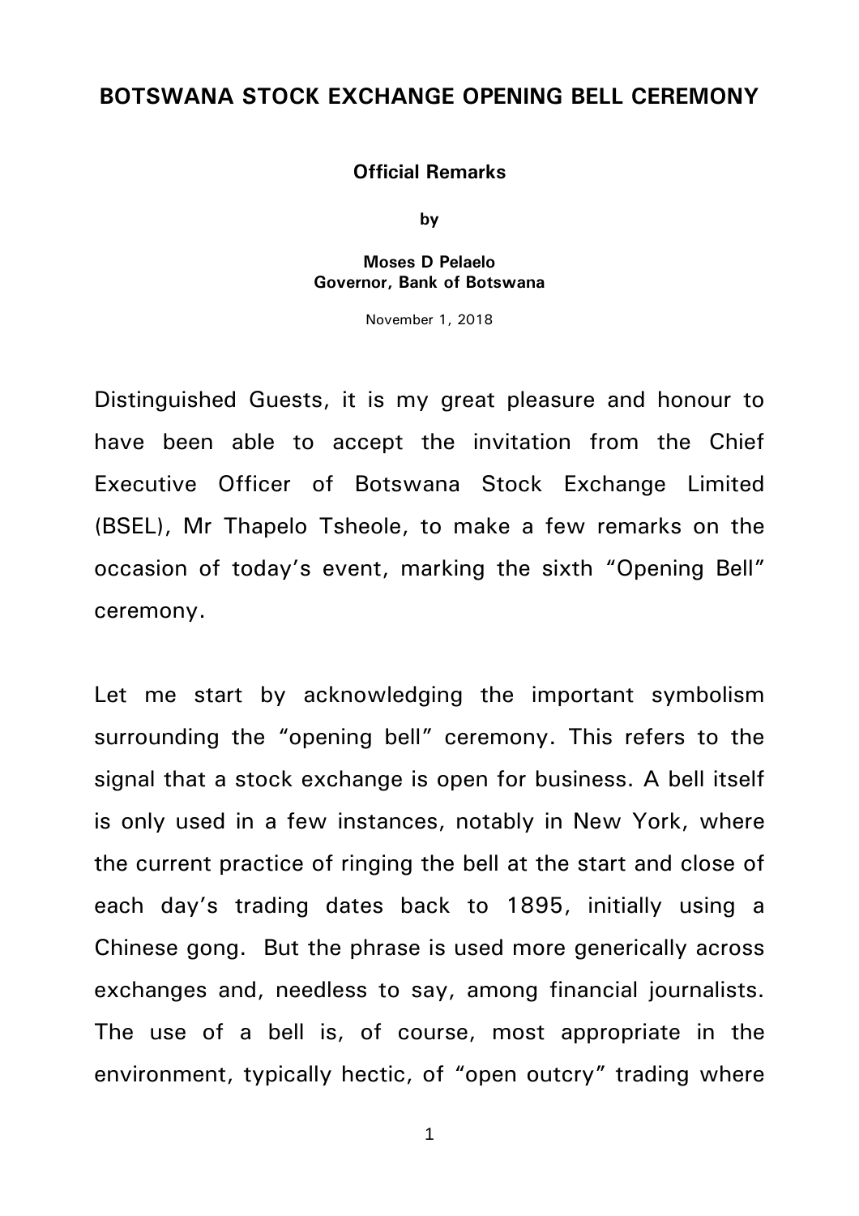# BOTSWANA STOCK EXCHANGE OPENING BELL CEREMONY

**Official Remarks**

**by**

**Moses D Pelaelo**
**Governor, Bank of Botswana**

November 1, 2018

Distinguished Guests, it is my great pleasure and honour to have been able to accept the invitation from the Chief Executive Officer of Botswana Stock Exchange Limited (BSEL), Mr Thapelo Tsheole, to make a few remarks on the occasion of today's event, marking the sixth "Opening Bell" ceremony.

Let me start by acknowledging the important symbolism surrounding the "opening bell" ceremony. This refers to the signal that a stock exchange is open for business. A bell itself is only used in a few instances, notably in New York, where the current practice of ringing the bell at the start and close of each day's trading dates back to 1895, initially using a Chinese gong. But the phrase is used more generically across exchanges and, needless to say, among financial journalists. The use of a bell is, of course, most appropriate in the environment, typically hectic, of "open outcry" trading where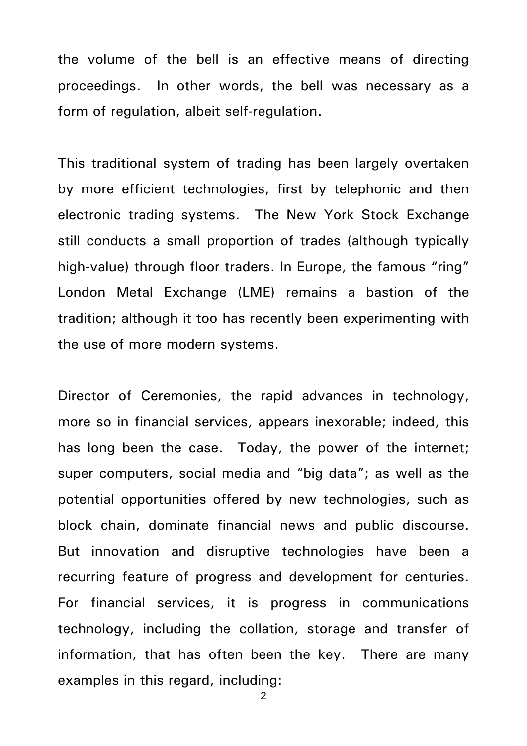the volume of the bell is an effective means of directing proceedings. In other words, the bell was necessary as a form of regulation, albeit self-regulation.

This traditional system of trading has been largely overtaken by more efficient technologies, first by telephonic and then electronic trading systems. The New York Stock Exchange still conducts a small proportion of trades (although typically high-value) through floor traders. In Europe, the famous "ring" London Metal Exchange (LME) remains a bastion of the tradition; although it too has recently been experimenting with the use of more modern systems.

Director of Ceremonies, the rapid advances in technology, more so in financial services, appears inexorable; indeed, this has long been the case. Today, the power of the internet; super computers, social media and "big data"; as well as the potential opportunities offered by new technologies, such as block chain, dominate financial news and public discourse. But innovation and disruptive technologies have been a recurring feature of progress and development for centuries. For financial services, it is progress in communications technology, including the collation, storage and transfer of information, that has often been the key. There are many examples in this regard, including: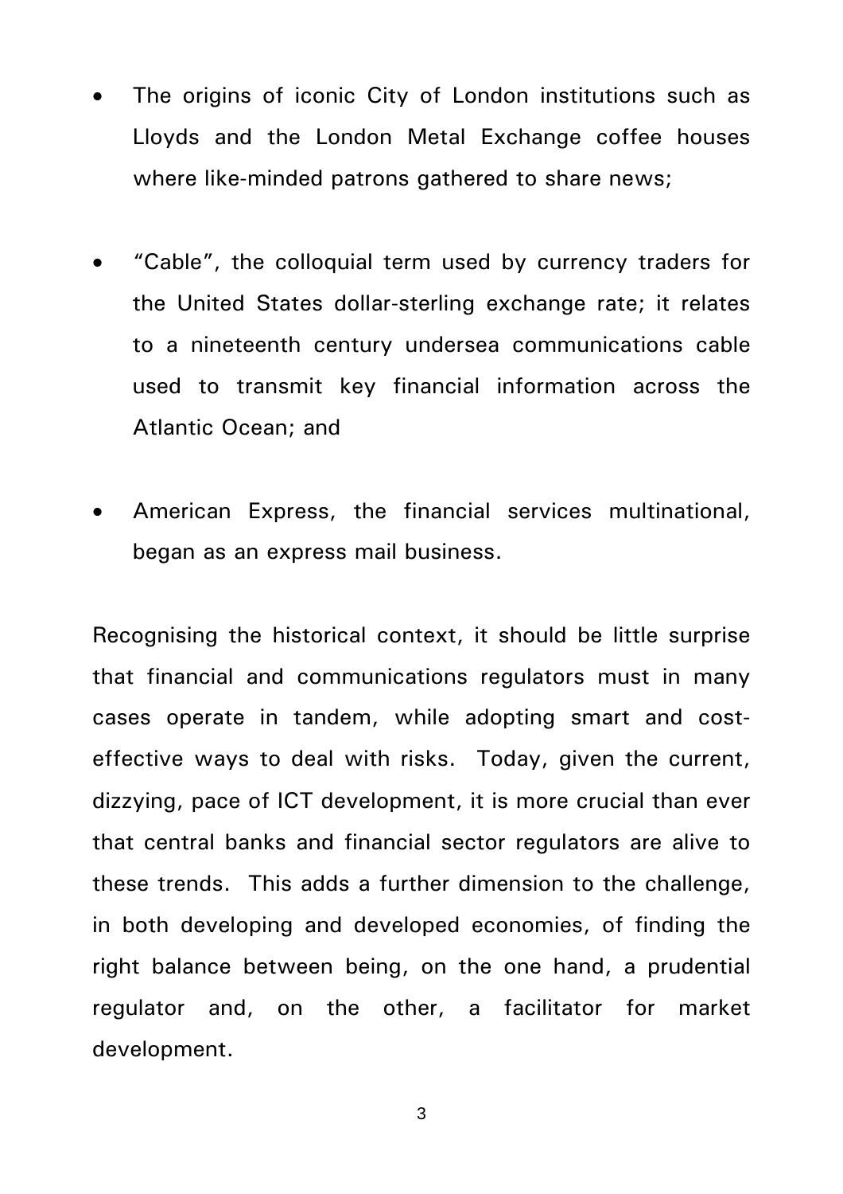- The origins of iconic City of London institutions such as Lloyds and the London Metal Exchange coffee houses where like-minded patrons gathered to share news;

- "Cable", the colloquial term used by currency traders for the United States dollar-sterling exchange rate; it relates to a nineteenth century undersea communications cable used to transmit key financial information across the Atlantic Ocean; and

- American Express, the financial services multinational, began as an express mail business.

Recognising the historical context, it should be little surprise that financial and communications regulators must in many cases operate in tandem, while adopting smart and cost-effective ways to deal with risks. Today, given the current, dizzying, pace of ICT development, it is more crucial than ever that central banks and financial sector regulators are alive to these trends. This adds a further dimension to the challenge, in both developing and developed economies, of finding the right balance between being, on the one hand, a prudential regulator and, on the other, a facilitator for market development.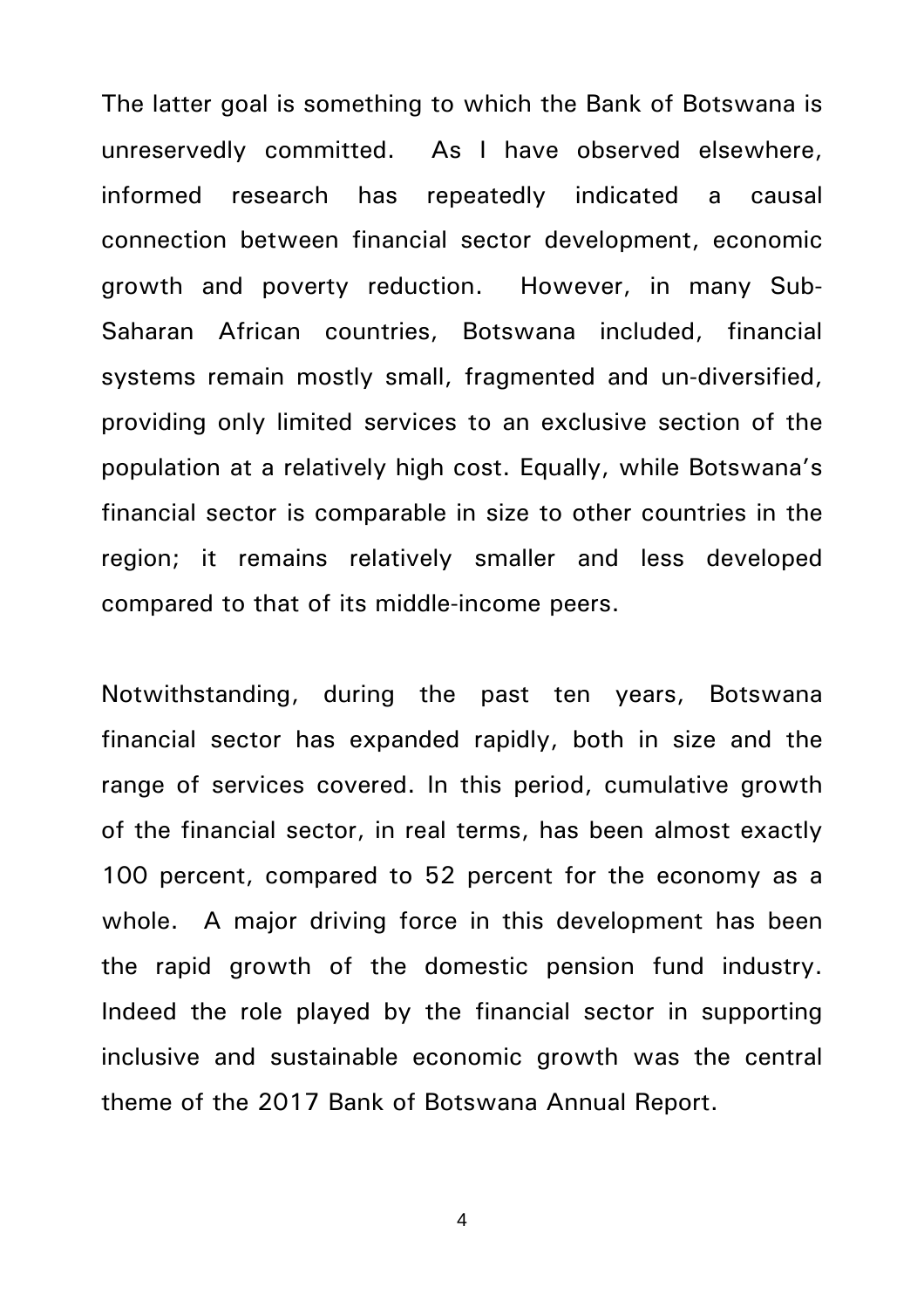The latter goal is something to which the Bank of Botswana is unreservedly committed. As I have observed elsewhere, informed research has repeatedly indicated a causal connection between financial sector development, economic growth and poverty reduction. However, in many Sub-Saharan African countries, Botswana included, financial systems remain mostly small, fragmented and un-diversified, providing only limited services to an exclusive section of the population at a relatively high cost. Equally, while Botswana's financial sector is comparable in size to other countries in the region; it remains relatively smaller and less developed compared to that of its middle-income peers.

Notwithstanding, during the past ten years, Botswana financial sector has expanded rapidly, both in size and the range of services covered. In this period, cumulative growth of the financial sector, in real terms, has been almost exactly 100 percent, compared to 52 percent for the economy as a whole. A major driving force in this development has been the rapid growth of the domestic pension fund industry. Indeed the role played by the financial sector in supporting inclusive and sustainable economic growth was the central theme of the 2017 Bank of Botswana Annual Report.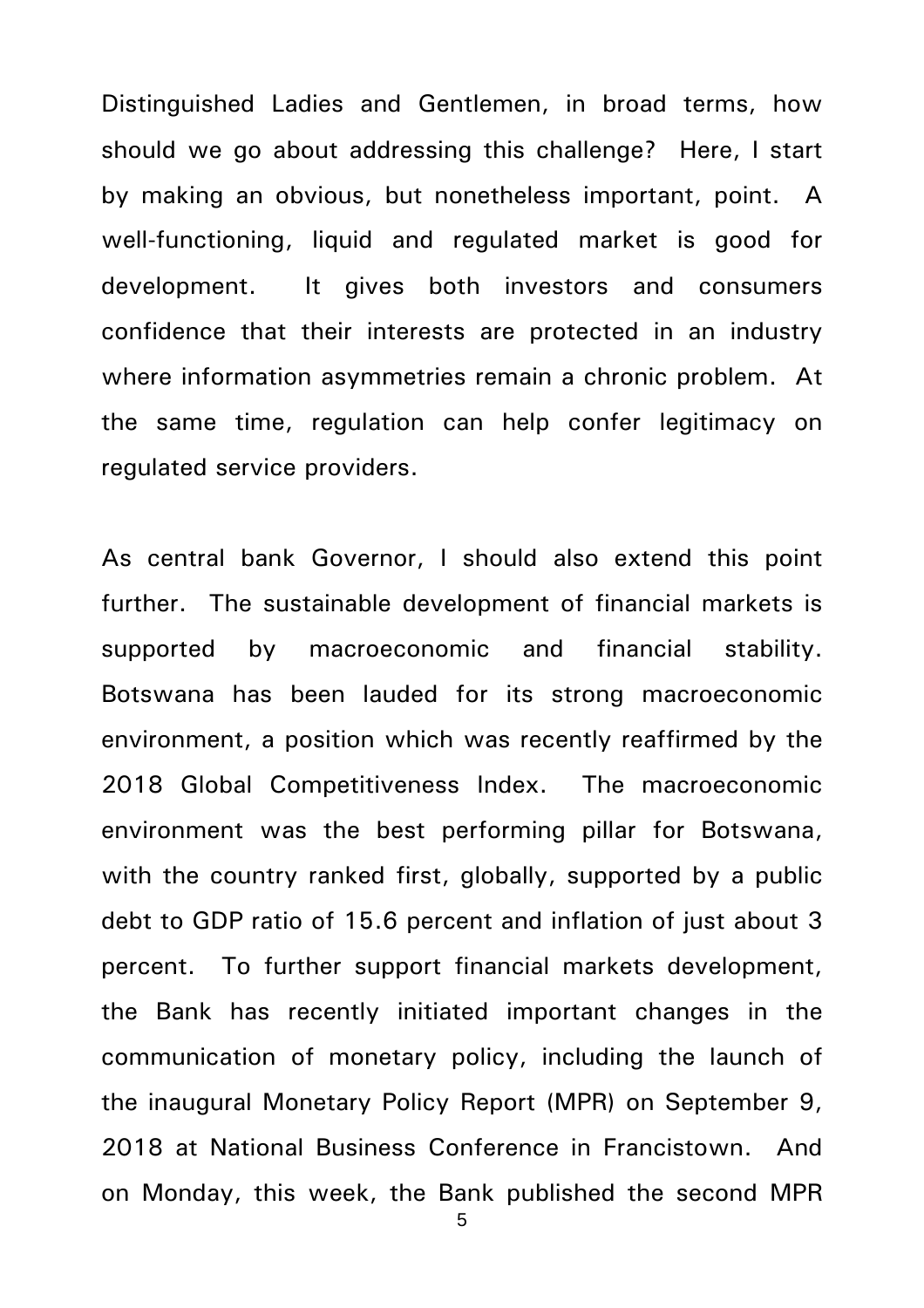Distinguished Ladies and Gentlemen, in broad terms, how should we go about addressing this challenge? Here, I start by making an obvious, but nonetheless important, point. A well-functioning, liquid and regulated market is good for development. It gives both investors and consumers confidence that their interests are protected in an industry where information asymmetries remain a chronic problem. At the same time, regulation can help confer legitimacy on regulated service providers.

As central bank Governor, I should also extend this point further. The sustainable development of financial markets is supported by macroeconomic and financial stability. Botswana has been lauded for its strong macroeconomic environment, a position which was recently reaffirmed by the 2018 Global Competitiveness Index. The macroeconomic environment was the best performing pillar for Botswana, with the country ranked first, globally, supported by a public debt to GDP ratio of 15.6 percent and inflation of just about 3 percent. To further support financial markets development, the Bank has recently initiated important changes in the communication of monetary policy, including the launch of the inaugural Monetary Policy Report (MPR) on September 9, 2018 at National Business Conference in Francistown. And on Monday, this week, the Bank published the second MPR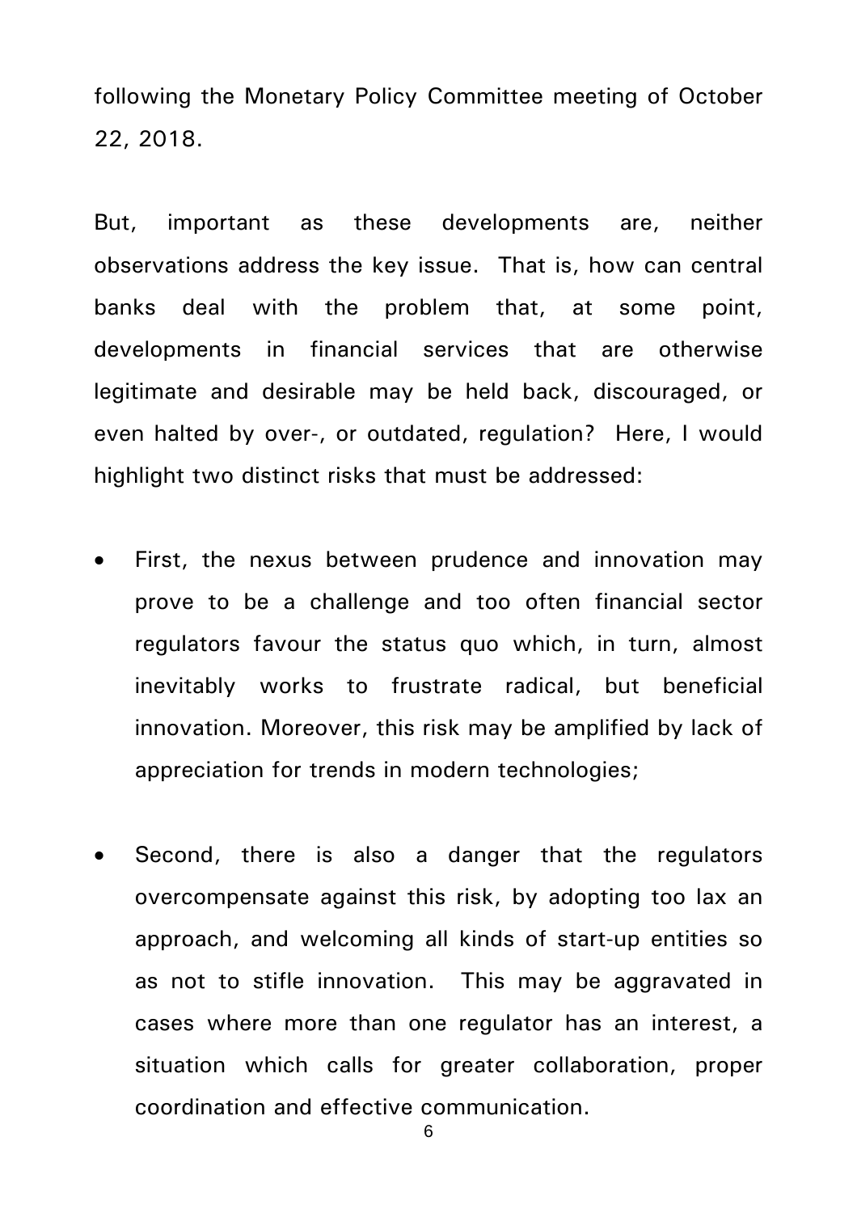following the Monetary Policy Committee meeting of October 22, 2018.

But, important as these developments are, neither observations address the key issue. That is, how can central banks deal with the problem that, at some point, developments in financial services that are otherwise legitimate and desirable may be held back, discouraged, or even halted by over-, or outdated, regulation? Here, I would highlight two distinct risks that must be addressed:

- First, the nexus between prudence and innovation may prove to be a challenge and too often financial sector regulators favour the status quo which, in turn, almost inevitably works to frustrate radical, but beneficial innovation. Moreover, this risk may be amplified by lack of appreciation for trends in modern technologies;

- Second, there is also a danger that the regulators overcompensate against this risk, by adopting too lax an approach, and welcoming all kinds of start-up entities so as not to stifle innovation. This may be aggravated in cases where more than one regulator has an interest, a situation which calls for greater collaboration, proper coordination and effective communication.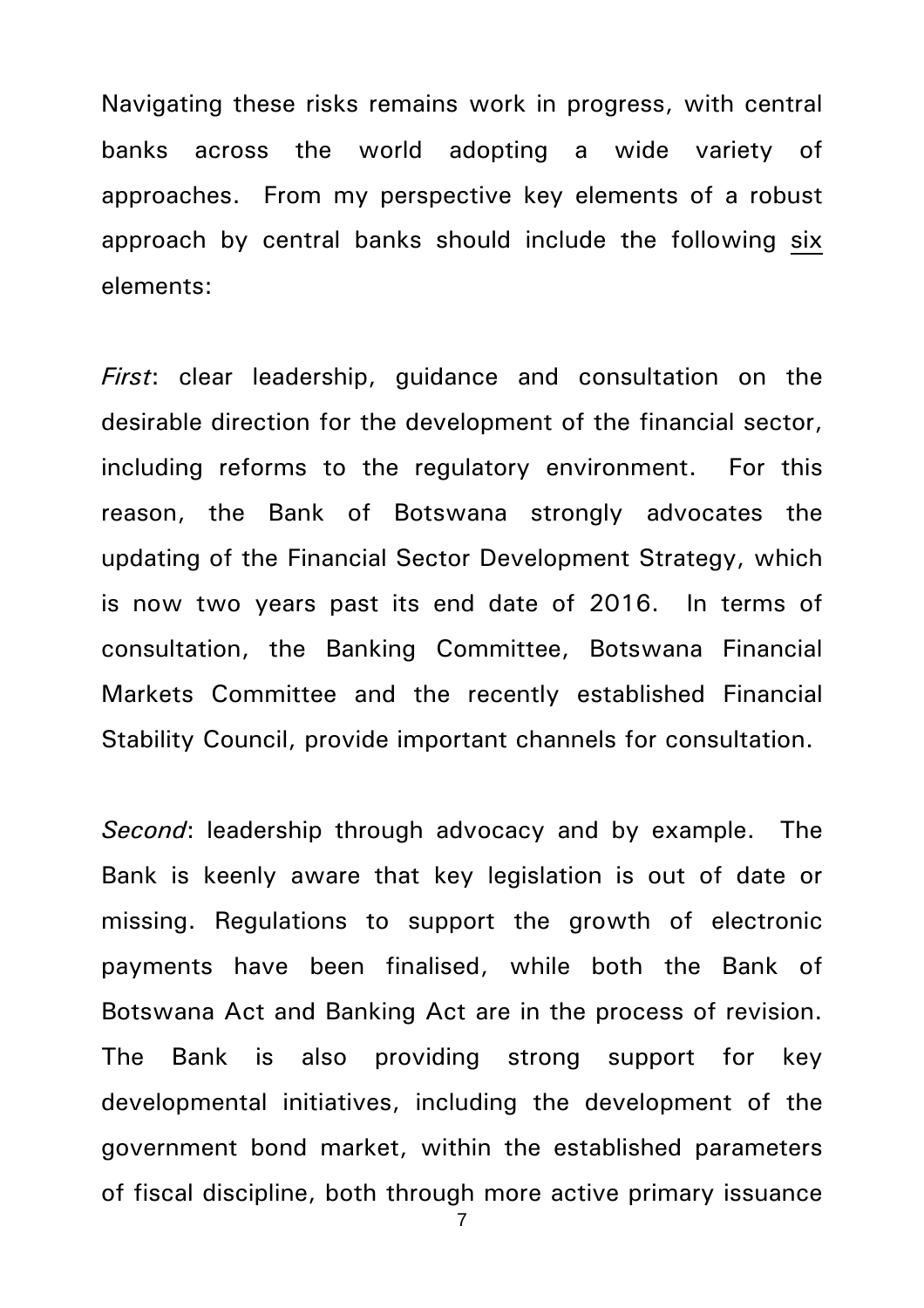Navigating these risks remains work in progress, with central banks across the world adopting a wide variety of approaches. From my perspective key elements of a robust approach by central banks should include the following <u>six</u> elements:

*First*: clear leadership, guidance and consultation on the desirable direction for the development of the financial sector, including reforms to the regulatory environment. For this reason, the Bank of Botswana strongly advocates the updating of the Financial Sector Development Strategy, which is now two years past its end date of 2016. In terms of consultation, the Banking Committee, Botswana Financial Markets Committee and the recently established Financial Stability Council, provide important channels for consultation.

*Second*: leadership through advocacy and by example. The Bank is keenly aware that key legislation is out of date or missing. Regulations to support the growth of electronic payments have been finalised, while both the Bank of Botswana Act and Banking Act are in the process of revision. The Bank is also providing strong support for key developmental initiatives, including the development of the government bond market, within the established parameters of fiscal discipline, both through more active primary issuance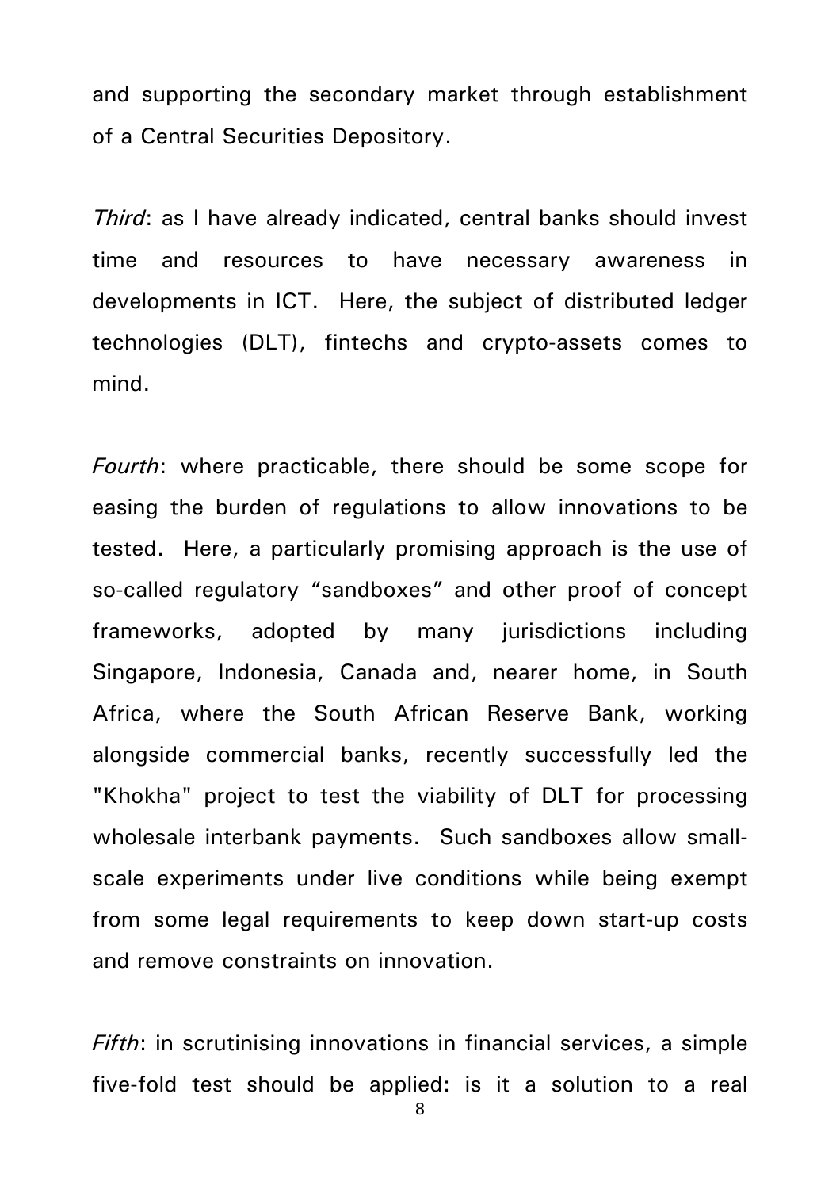and supporting the secondary market through establishment of a Central Securities Depository.

*Third*: as I have already indicated, central banks should invest time and resources to have necessary awareness in developments in ICT. Here, the subject of distributed ledger technologies (DLT), fintechs and crypto-assets comes to mind.

*Fourth*: where practicable, there should be some scope for easing the burden of regulations to allow innovations to be tested. Here, a particularly promising approach is the use of so-called regulatory "sandboxes" and other proof of concept frameworks, adopted by many jurisdictions including Singapore, Indonesia, Canada and, nearer home, in South Africa, where the South African Reserve Bank, working alongside commercial banks, recently successfully led the "Khokha" project to test the viability of DLT for processing wholesale interbank payments. Such sandboxes allow small-scale experiments under live conditions while being exempt from some legal requirements to keep down start-up costs and remove constraints on innovation.

*Fifth*: in scrutinising innovations in financial services, a simple five-fold test should be applied: is it a solution to a real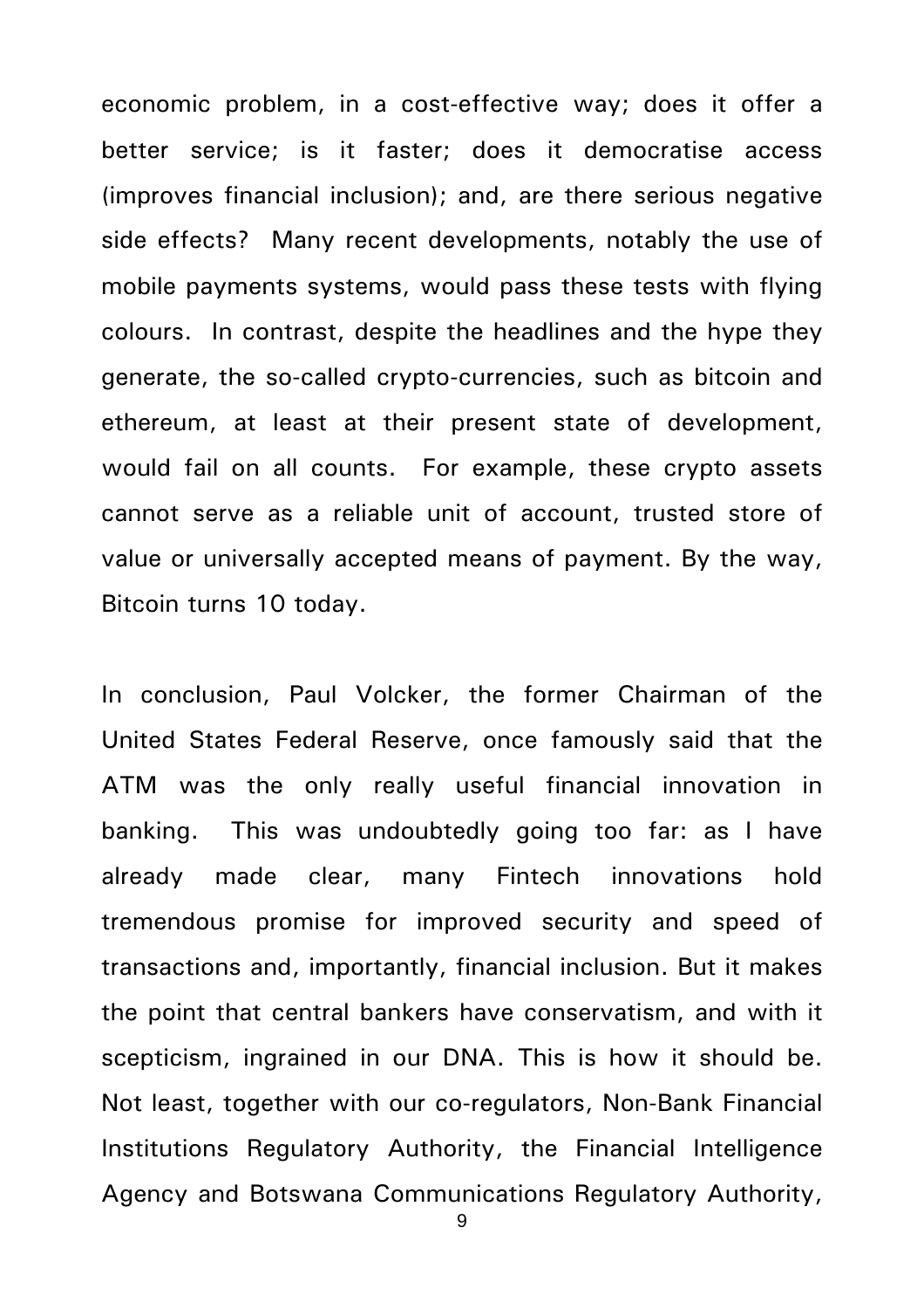economic problem, in a cost-effective way; does it offer a better service; is it faster; does it democratise access (improves financial inclusion); and, are there serious negative side effects? Many recent developments, notably the use of mobile payments systems, would pass these tests with flying colours. In contrast, despite the headlines and the hype they generate, the so-called crypto-currencies, such as bitcoin and ethereum, at least at their present state of development, would fail on all counts. For example, these crypto assets cannot serve as a reliable unit of account, trusted store of value or universally accepted means of payment. By the way, Bitcoin turns 10 today.

In conclusion, Paul Volcker, the former Chairman of the United States Federal Reserve, once famously said that the ATM was the only really useful financial innovation in banking. This was undoubtedly going too far: as I have already made clear, many Fintech innovations hold tremendous promise for improved security and speed of transactions and, importantly, financial inclusion. But it makes the point that central bankers have conservatism, and with it scepticism, ingrained in our DNA. This is how it should be. Not least, together with our co-regulators, Non-Bank Financial Institutions Regulatory Authority, the Financial Intelligence Agency and Botswana Communications Regulatory Authority,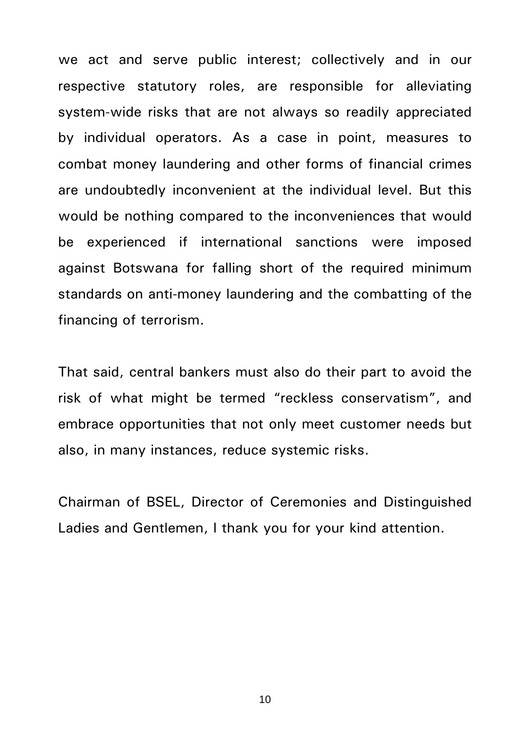we act and serve public interest; collectively and in our respective statutory roles, are responsible for alleviating system-wide risks that are not always so readily appreciated by individual operators. As a case in point, measures to combat money laundering and other forms of financial crimes are undoubtedly inconvenient at the individual level. But this would be nothing compared to the inconveniences that would be experienced if international sanctions were imposed against Botswana for falling short of the required minimum standards on anti-money laundering and the combatting of the financing of terrorism.

That said, central bankers must also do their part to avoid the risk of what might be termed "reckless conservatism", and embrace opportunities that not only meet customer needs but also, in many instances, reduce systemic risks.

Chairman of BSEL, Director of Ceremonies and Distinguished Ladies and Gentlemen, I thank you for your kind attention.